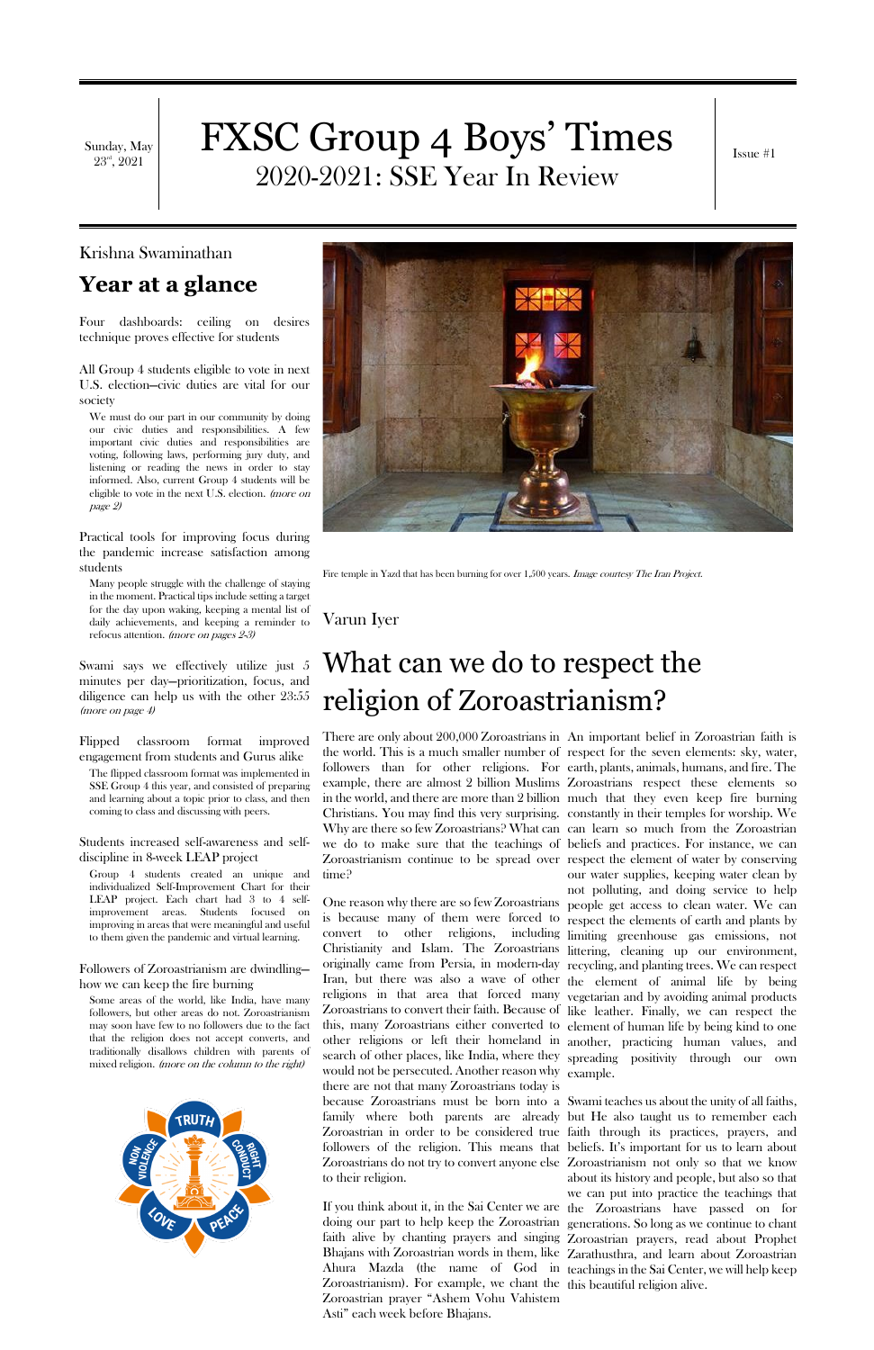Sunday, May 23rd, 2021

# FXSC Group 4 Boys' Times

## 2020-2021: SSE Year In Review

Issue #1

Krishna Swaminathan

## Year at a glance

Four dashboards: ceiling on desires technique proves effective for students

All Group 4 students eligible to vote in next U.S. election—civic duties are vital for our society

We must do our part in our community by doing our civic duties and responsibilities. A few important civic duties and responsibilities are voting, following laws, performing jury duty, and listening or reading the news in order to stay informed. Also, current Group 4 students will be eligible to vote in the next U.S. election. *(more on page 2)*

Practical tools for improving focus during the pandemic increase satisfaction among students

Many people struggle with the challenge of staying in the moment. Practical tips include setting a target for the day upon waking, keeping a mental list of daily achievements, and keeping a reminder to refocus attention. *(more on pages 2-3)*

Swami says we effectively utilize just 5 minutes per day—prioritization, focus, and diligence can help us with the other 23:55 *(more on page 4)*

Flipped classroom format improved engagement from students and Gurus alike

The flipped classroom format was implemented in SSE Group 4 this year, and consisted of preparing and learning about a topic prior to class, and then coming to class and discussing with peers.

Students increased self-awareness and self-discipline in 8-week LEAP project

Group 4 students created an unique and individualized Self-Improvement Chart for their LEAP project. Each chart had 3 to 4 self-improvement areas. Students focused on improving in areas that were meaningful and useful to them given the pandemic and virtual learning.

Followers of Zoroastrianism are dwindling—how we can keep the fire burning

Some areas of the world, like India, have many followers, but other areas do not. Zoroastrianism may soon have few to no followers due to the fact that the religion does not accept converts, and traditionally disallows children with parents of mixed religion. *(more on the column to the right)*

Fire temple in Yazd that has been burning for over 1,500 years. *Image courtesy The Iran Project.*

Varun Iyer

# What can we do to respect the religion of Zoroastrianism?

There are only about 200,000 Zoroastrians in the world. This is a much smaller number of followers than for other religions. For example, there are almost 2 billion Muslims in the world, and there are more than 2 billion Christians. You may find this very surprising. Why are there so few Zoroastrians? What can we do to make sure that the teachings of Zoroastrianism continue to be spread over time?

One reason why there are so few Zoroastrians is because many of them were forced to convert to other religions, including Christianity and Islam. The Zoroastrians originally came from Persia, in modern-day Iran, but there was also a wave of other religions in that area that forced many Zoroastrians to convert their faith. Because of this, many Zoroastrians either converted to other religions or left their homeland in search of other places, like India, where they would not be persecuted. Another reason why there are not that many Zoroastrians today is because Zoroastrians must be born into a family where both parents are already Zoroastrian in order to be considered true followers of the religion. This means that Zoroastrians do not try to convert anyone else to their religion.

If you think about it, in the Sai Center we are doing our part to help keep the Zoroastrian faith alive by chanting prayers and singing Bhajans with Zoroastrian words in them, like Ahura Mazda (the name of God in Zoroastrianism). For example, we chant the Zoroastrian prayer "Ashem Vohu Vahistem Asti" each week before Bhajans.

An important belief in Zoroastrian faith is respect for the seven elements: sky, water, earth, plants, animals, humans, and fire. The Zoroastrians respect these elements so much that they even keep fire burning constantly in their temples for worship. We can learn so much from the Zoroastrian beliefs and practices. For instance, we can respect the element of water by conserving our water supplies, keeping water clean by not polluting, and doing service to help people get access to clean water. We can respect the elements of earth and plants by limiting greenhouse gas emissions, not littering, cleaning up our environment, recycling, and planting trees. We can respect the element of animal life by being vegetarian and by avoiding animal products like leather. Finally, we can respect the element of human life by being kind to one another, practicing human values, and spreading positivity through our own example.

Swami teaches us about the unity of all faiths, but He also taught us to remember each faith through its practices, prayers, and beliefs. It's important for us to learn about Zoroastrianism not only so that we know about its history and people, but also so that we can put into practice the teachings that the Zoroastrians have passed on for generations. So long as we continue to chant Zoroastrian prayers, read about Prophet Zarathusthra, and learn about Zoroastrian teachings in the Sai Center, we will help keep this beautiful religion alive.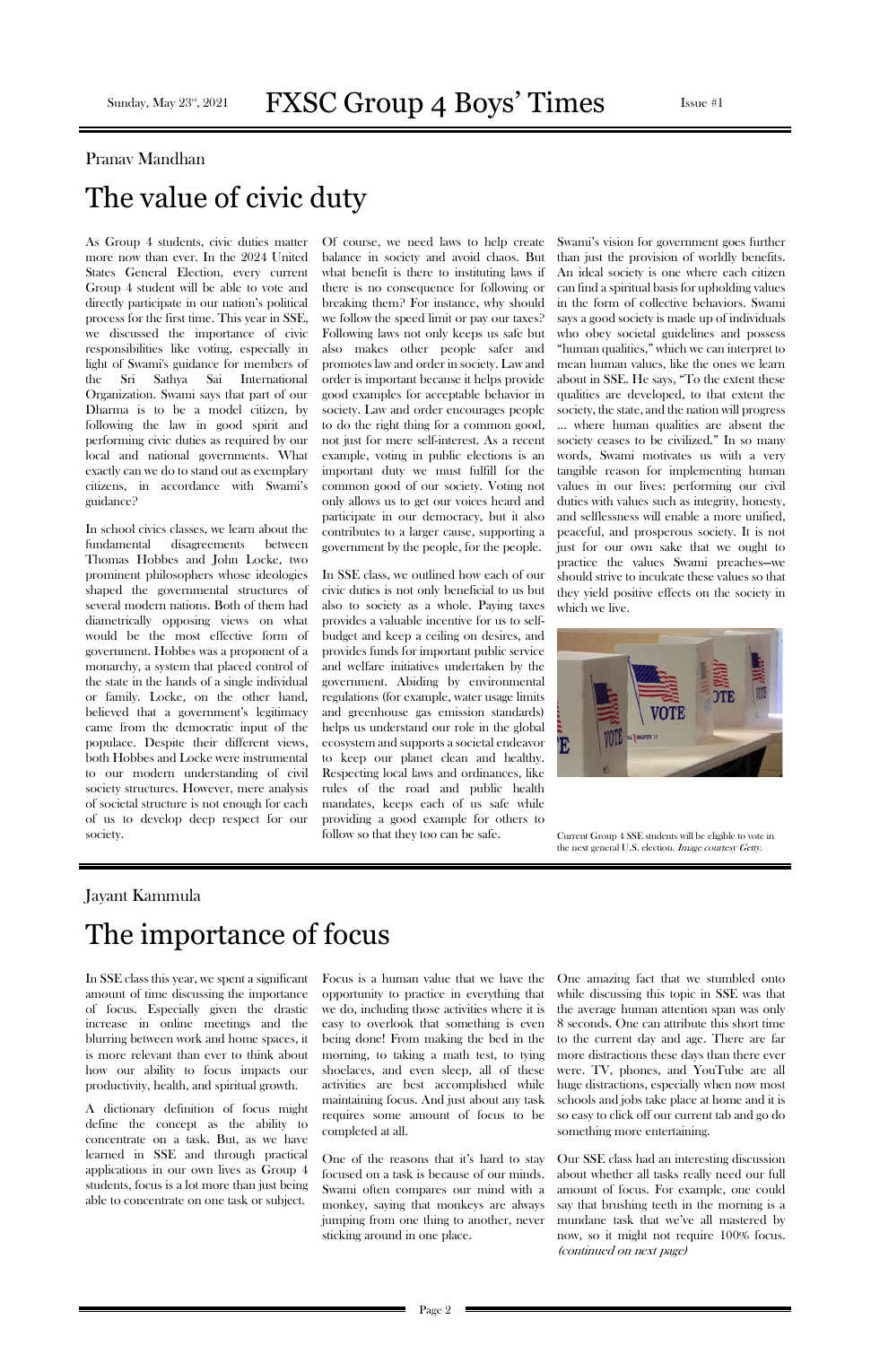Pranav Mandhan

# The value of civic duty

As Group 4 students, civic duties matter more now than ever. In the 2024 United States General Election, every current Group 4 student will be able to vote and directly participate in our nation's political process for the first time. This year in SSE, we discussed the importance of civic responsibilities like voting, especially in light of Swami's guidance for members of the Sri Sathya Sai International Organization. Swami says that part of our Dharma is to be a model citizen, by following the law in good spirit and performing civic duties as required by our local and national governments. What exactly can we do to stand out as exemplary citizens, in accordance with Swami's guidance?

In school civics classes, we learn about the fundamental disagreements between Thomas Hobbes and John Locke, two prominent philosophers whose ideologies shaped the governmental structures of several modern nations. Both of them had diametrically opposing views on what would be the most effective form of government. Hobbes was a proponent of a monarchy, a system that placed control of the state in the hands of a single individual or family. Locke, on the other hand, believed that a government's legitimacy came from the democratic input of the populace. Despite their different views, both Hobbes and Locke were instrumental to our modern understanding of civil society structures. However, mere analysis of societal structure is not enough for each of us to develop deep respect for our society.

Of course, we need laws to help create balance in society and avoid chaos. But what benefit is there to instituting laws if there is no consequence for following or breaking them? For instance, why should we follow the speed limit or pay our taxes? Following laws not only keeps us safe but also makes other people safer and promotes law and order in society. Law and order is important because it helps provide good examples for acceptable behavior in society. Law and order encourages people to do the right thing for a common good, not just for mere self-interest. As a recent example, voting in public elections is an important duty we must fulfill for the common good of our society. Voting not only allows us to get our voices heard and participate in our democracy, but it also contributes to a larger cause, supporting a government by the people, for the people.

In SSE class, we outlined how each of our civic duties is not only beneficial to us but also to society as a whole. Paying taxes provides a valuable incentive for us to self-budget and keep a ceiling on desires, and provides funds for important public service and welfare initiatives undertaken by the government. Abiding by environmental regulations (for example, water usage limits and greenhouse gas emission standards) helps us understand our role in the global ecosystem and supports a societal endeavor to keep our planet clean and healthy. Respecting local laws and ordinances, like rules of the road and public health mandates, keeps each of us safe while providing a good example for others to follow so that they too can be safe.

Swami's vision for government goes further than just the provision of worldly benefits. An ideal society is one where each citizen can find a spiritual basis for upholding values in the form of collective behaviors. Swami says a good society is made up of individuals who obey societal guidelines and possess "human qualities," which we can interpret to mean human values, like the ones we learn about in SSE. He says, "To the extent these qualities are developed, to that extent the society, the state, and the nation will progress … where human qualities are absent the society ceases to be civilized." In so many words, Swami motivates us with a very tangible reason for implementing human values in our lives: performing our civil duties with values such as integrity, honesty, and selflessness will enable a more unified, peaceful, and prosperous society. It is not just for our own sake that we ought to practice the values Swami preaches—we should strive to inculcate these values so that they yield positive effects on the society in which we live.

Current Group 4 SSE students will be eligible to vote in the next general U.S. election. *Image courtesy Getty.*

Jayant Kammula

# The importance of focus

In SSE class this year, we spent a significant amount of time discussing the importance of focus. Especially given the drastic increase in online meetings and the blurring between work and home spaces, it is more relevant than ever to think about how our ability to focus impacts our productivity, health, and spiritual growth.

A dictionary definition of focus might define the concept as the ability to concentrate on a task. But, as we have learned in SSE and through practical applications in our own lives as Group 4 students, focus is a lot more than just being able to concentrate on one task or subject.

Focus is a human value that we have the opportunity to practice in everything that we do, including those activities where it is easy to overlook that something is even being done! From making the bed in the morning, to taking a math test, to tying shoelaces, and even sleep, all of these activities are best accomplished while maintaining focus. And just about any task requires some amount of focus to be completed at all.

One of the reasons that it's hard to stay focused on a task is because of our minds. Swami often compares our mind with a monkey, saying that monkeys are always jumping from one thing to another, never sticking around in one place.

One amazing fact that we stumbled onto while discussing this topic in SSE was that the average human attention span was only 8 seconds. One can attribute this short time to the current day and age. There are far more distractions these days than there ever were. TV, phones, and YouTube are all huge distractions, especially when now most schools and jobs take place at home and it is so easy to click off our current tab and go do something more entertaining.

Our SSE class had an interesting discussion about whether all tasks really need our full amount of focus. For example, one could say that brushing teeth in the morning is a mundane task that we've all mastered by now, so it might not require 100% focus. *(continued on next page)*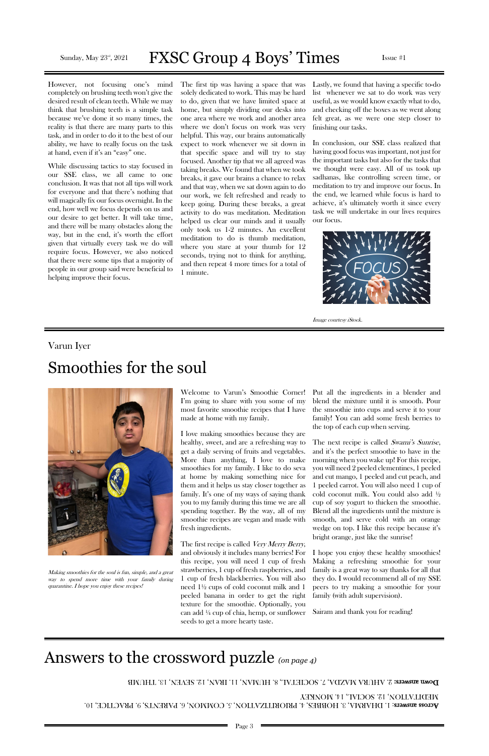However, not focusing one's mind completely on brushing teeth won't give the desired result of clean teeth. While we may think that brushing teeth is a simple task because we've done it so many times, the reality is that there are many parts to this task, and in order to do it to the best of our ability, we have to really focus on the task at hand, even if it's an "easy" one.

While discussing tactics to stay focused in our SSE class, we all came to one conclusion. It was that not all tips will work for everyone and that there's nothing that will magically fix our focus overnight. In the end, how well we focus depends on us and our desire to get better. It will take time, and there will be many obstacles along the way, but in the end, it's worth the effort given that virtually every task we do will require focus. However, we also noticed that there were some tips that a majority of people in our group said were beneficial to helping improve their focus.

The first tip was having a space that was solely dedicated to work. This may be hard to do, given that we have limited space at home, but simply dividing our desks into one area where we work and another area where we don't focus on work was very helpful. This way, our brains automatically expect to work whenever we sit down in that specific space and will try to stay focused. Another tip that we all agreed was taking breaks. We found that when we took breaks, it gave our brains a chance to relax and that way, when we sat down again to do our work, we felt refreshed and ready to keep going. During these breaks, a great activity to do was meditation. Meditation helped us clear our minds and it usually only took us 1-2 minutes. An excellent meditation to do is thumb meditation, where you stare at your thumb for 12 seconds, trying not to think for anything, and then repeat 4 more times for a total of 1 minute.

Lastly, we found that having a specific to-do list whenever we sat to do work was very useful, as we would know exactly what to do, and checking off the boxes as we went along felt great, as we were one step closer to finishing our tasks.

In conclusion, our SSE class realized that having good focus was important, not just for the important tasks but also for the tasks that we thought were easy. All of us took up sadhanas, like controlling screen time, or meditation to try and improve our focus. In the end, we learned while focus is hard to achieve, it's ultimately worth it since every task we will undertake in our lives requires our focus.

*Image courtesy iStock.*

Varun Iyer

# Smoothies for the soul

*Making smoothies for the soul is fun, simple, and a great way to spend more time with your family during quarantine. I hope you enjoy these recipes!*

Welcome to Varun's Smoothie Corner! I'm going to share with you some of my most favorite smoothie recipes that I have made at home with my family.

I love making smoothies because they are healthy, sweet, and are a refreshing way to get a daily serving of fruits and vegetables. More than anything, I love to make smoothies for my family. I like to do seva at home by making something nice for them and it helps us stay closer together as family. It's one of my ways of saying thank you to my family during this time we are all spending together. By the way, all of my smoothie recipes are vegan and made with fresh ingredients.

The first recipe is called *Very Merry Berry*, and obviously it includes many berries! For this recipe, you will need 1 cup of fresh strawberries, 1 cup of fresh raspberries, and 1 cup of fresh blackberries. You will also need 1½ cups of cold coconut milk and 1 peeled banana in order to get the right texture for the smoothie. Optionally, you can add ¼ cup of chia, hemp, or sunflower seeds to get a more hearty taste.

Put all the ingredients in a blender and blend the mixture until it is smooth. Pour the smoothie into cups and serve it to your family! You can add some fresh berries to the top of each cup when serving.

The next recipe is called *Swami's Sunrise*, and it's the perfect smoothie to have in the morning when you wake up! For this recipe, you will need 2 peeled clementines, 1 peeled and cut mango, 1 peeled and cut peach, and 1 peeled carrot. You will also need 1 cup of cold coconut milk. You could also add ½ cup of soy yogurt to thicken the smoothie. Blend all the ingredients until the mixture is smooth, and serve cold with an orange wedge on top. I like this recipe because it's bright orange, just like the sunrise!

I hope you enjoy these healthy smoothies! Making a refreshing smoothie for your family is a great way to say thanks for all that they do. I would recommend all of my SSE peers to try making a smoothie for your family (with adult supervision).

Sairam and thank you for reading!

# Answers to the crossword puzzle *(on page 4)*

**Across answers:** 1. DHARMA, 3. HOBBIES, 4. PRIORITIZATION, 5. COMMON, 6. PARENTS, 9. PRACTICE, 10. MEDITATION, 12. SOCIAL, 14. MONKEY

**Down answers:** 2. AHURA MAZDA, 7. SOCIETAL, 8. HUMAN, 11. IRAN, 12. SEVEN, 13. THUMB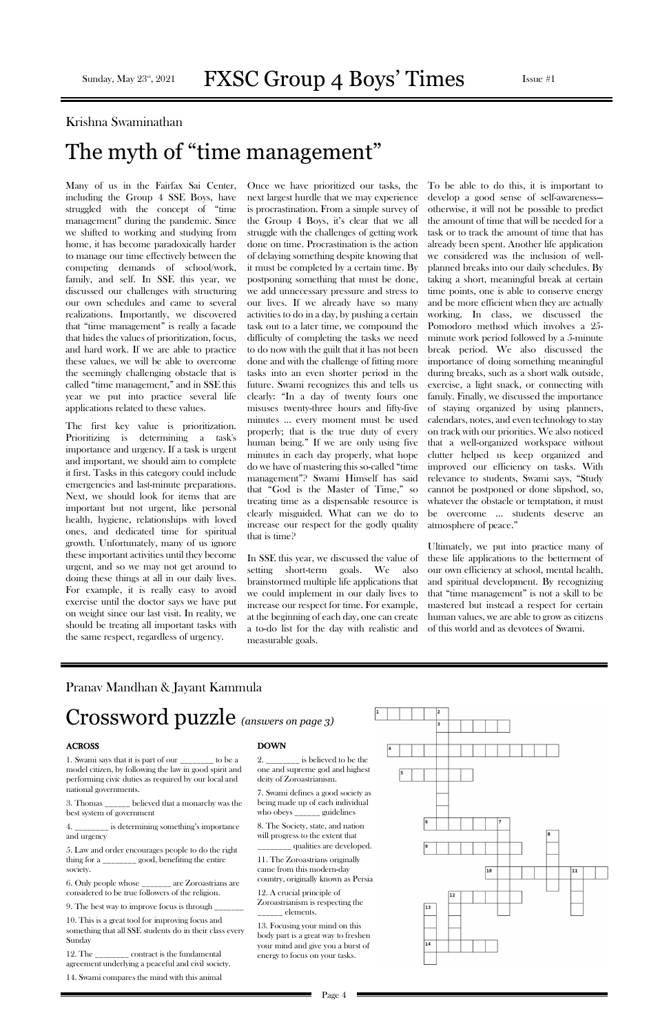# FXSC Group 4 Boys' Times

Sunday, May 23rd, 2021

Issue #1

Krishna Swaminathan

## The myth of "time management"

Many of us in the Fairfax Sai Center, including the Group 4 SSE Boys, have struggled with the concept of "time management" during the pandemic. Since we shifted to working and studying from home, it has become paradoxically harder to manage our time effectively between the competing demands of school/work, family, and self. In SSE this year, we discussed our challenges with structuring our own schedules and came to several realizations. Importantly, we discovered that "time management" is really a facade that hides the values of prioritization, focus, and hard work. If we are able to practice these values, we will be able to overcome the seemingly challenging obstacle that is called "time management," and in SSE this year we put into practice several life applications related to these values.

The first key value is prioritization. Prioritizing is determining a task's importance and urgency. If a task is urgent and important, we should aim to complete it first. Tasks in this category could include emergencies and last-minute preparations. Next, we should look for items that are important but not urgent, like personal health, hygiene, relationships with loved ones, and dedicated time for spiritual growth. Unfortunately, many of us ignore these important activities until they become urgent, and so we may not get around to doing these things at all in our daily lives. For example, it is really easy to avoid exercise until the doctor says we have put on weight since our last visit. In reality, we should be treating all important tasks with the same respect, regardless of urgency.

Once we have prioritized our tasks, the next largest hurdle that we may experience is procrastination. From a simple survey of the Group 4 Boys, it's clear that we all struggle with the challenges of getting work done on time. Procrastination is the action of delaying something despite knowing that it must be completed by a certain time. By postponing something that must be done, we add unnecessary pressure and stress to our lives. If we already have so many activities to do in a day, by pushing a certain task out to a later time, we compound the difficulty of completing the tasks we need to do now with the guilt that it has not been done and with the challenge of fitting more tasks into an even shorter period in the future. Swami recognizes this and tells us clearly: "In a day of twenty fours one misuses twenty-three hours and fifty-five minutes ... every moment must be used properly; that is the true duty of every human being." If we are only using five minutes in each day properly, what hope do we have of mastering this so-called "time management"? Swami Himself has said that "God is the Master of Time," so treating time as a dispensable resource is clearly misguided. What can we do to increase our respect for the godly quality that is time?

In SSE this year, we discussed the value of setting short-term goals. We also brainstormed multiple life applications that we could implement in our daily lives to increase our respect for time. For example, at the beginning of each day, one can create a to-do list for the day with realistic and measurable goals.

To be able to do this, it is important to develop a good sense of self-awareness—otherwise, it will not be possible to predict the amount of time that will be needed for a task or to track the amount of time that has already been spent. Another life application we considered was the inclusion of well-planned breaks into our daily schedules. By taking a short, meaningful break at certain time points, one is able to conserve energy and be more efficient when they are actually working. In class, we discussed the Pomodoro method which involves a 25-minute work period followed by a 5-minute break period. We also discussed the importance of doing something meaningful during breaks, such as a short walk outside, exercise, a light snack, or connecting with family. Finally, we discussed the importance of staying organized by using planners, calendars, notes, and even technology to stay on track with our priorities. We also noticed that a well-organized workspace without clutter helped us keep organized and improved our efficiency on tasks. With relevance to students, Swami says, "Study cannot be postponed or done slipshod, so, whatever the obstacle or temptation, it must be overcome ... students deserve an atmosphere of peace."

Ultimately, we put into practice many of these life applications to the betterment of our own efficiency at school, mental health, and spiritual development. By recognizing that "time management" is not a skill to be mastered but instead a respect for certain human values, we are able to grow as citizens of this world and as devotees of Swami.

---

Pranav Mandhan & Jayant Kammula

## Crossword puzzle *(answers on page 3)*

**ACROSS**

1. Swami says that it is part of our ________ to be a model citizen, by following the law in good spirit and performing civic duties as required by our local and national governments.

3. Thomas ______ believed that a monarchy was the best system of government

4. ________ is determining something's importance and urgency

5. Law and order encourages people to do the right thing for a ________ good, benefiting the entire society.

6. Only people whose _______ are Zoroastrians are considered to be true followers of the religion.

9. The best way to improve focus is through _______

10. This is a great tool for improving focus and something that all SSE students do in their class every Sunday

12. The ________ contract is the fundamental agreement underlying a peaceful and civil society.

14. Swami compares the mind with this animal

**DOWN**

2. ________ is believed to be the one and supreme god and highest deity of Zoroastrianism.

7. Swami defines a good society as being made up of each individual who obeys ______ guidelines

8. The Society, state, and nation will progress to the extent that ________ qualities are developed.

11. The Zoroastrians originally came from this modern-day country, originally known as Persia

12. A crucial principle of Zoroastrianism is respecting the ______ elements.

13. Focusing your mind on this body part is a great way to freshen your mind and give you a burst of energy to focus on your tasks.